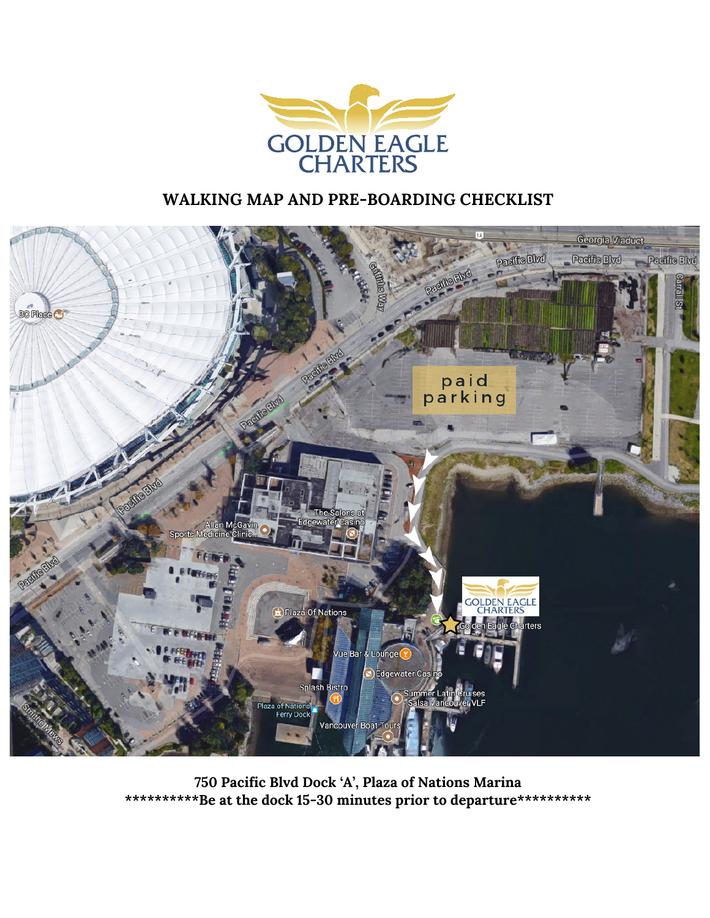GOLDEN EAGLE CHARTERS

## WALKING MAP AND PRE-BOARDING CHECKLIST

**750 Pacific Blvd Dock 'A', Plaza of Nations Marina**

**\*\*\*\*\*\*\*\*\*\*Be at the dock 15-30 minutes prior to departure\*\*\*\*\*\*\*\*\*\***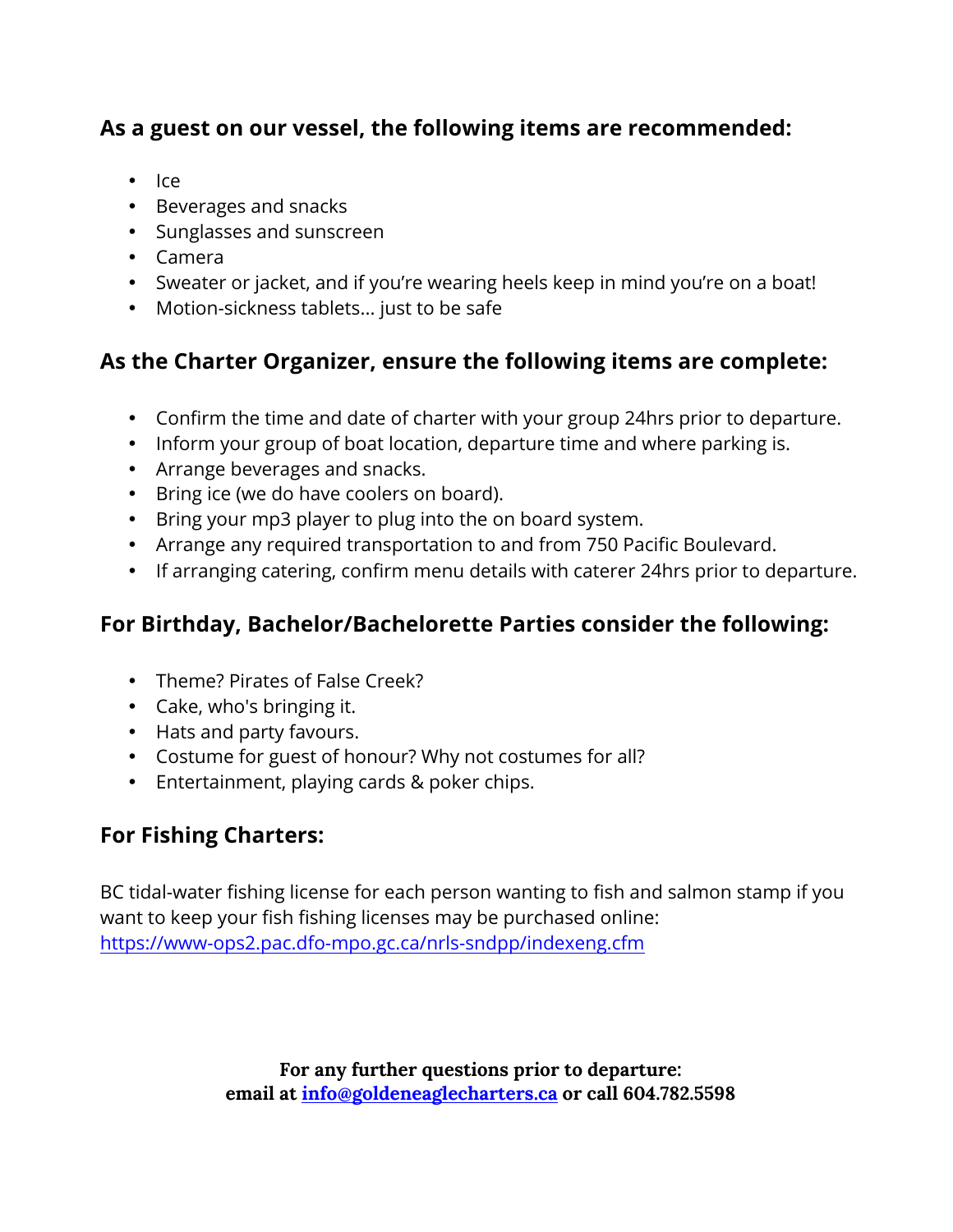## As a guest on our vessel, the following items are recommended:

- Ice
- Beverages and snacks
- Sunglasses and sunscreen
- Camera
- Sweater or jacket, and if you're wearing heels keep in mind you're on a boat!
- Motion-sickness tablets… just to be safe

## As the Charter Organizer, ensure the following items are complete:

- Confirm the time and date of charter with your group 24hrs prior to departure.
- Inform your group of boat location, departure time and where parking is.
- Arrange beverages and snacks.
- Bring ice (we do have coolers on board).
- Bring your mp3 player to plug into the on board system.
- Arrange any required transportation to and from 750 Pacific Boulevard.
- If arranging catering, confirm menu details with caterer 24hrs prior to departure.

## For Birthday, Bachelor/Bachelorette Parties consider the following:

- Theme? Pirates of False Creek?
- Cake, who's bringing it.
- Hats and party favours.
- Costume for guest of honour? Why not costumes for all?
- Entertainment, playing cards & poker chips.

## For Fishing Charters:

BC tidal-water fishing license for each person wanting to fish and salmon stamp if you want to keep your fish fishing licenses may be purchased online: [https://www-ops2.pac.dfo-mpo.gc.ca/nrls-sndpp/indexeng.cfm](https://www-ops2.pac.dfo-mpo.gc.ca/nrls-sndpp/indexeng.cfm)

**For any further questions prior to departure:**
**email at [info@goldeneaglecharters.ca](mailto:info@goldeneaglecharters.ca) or call 604.782.5598**